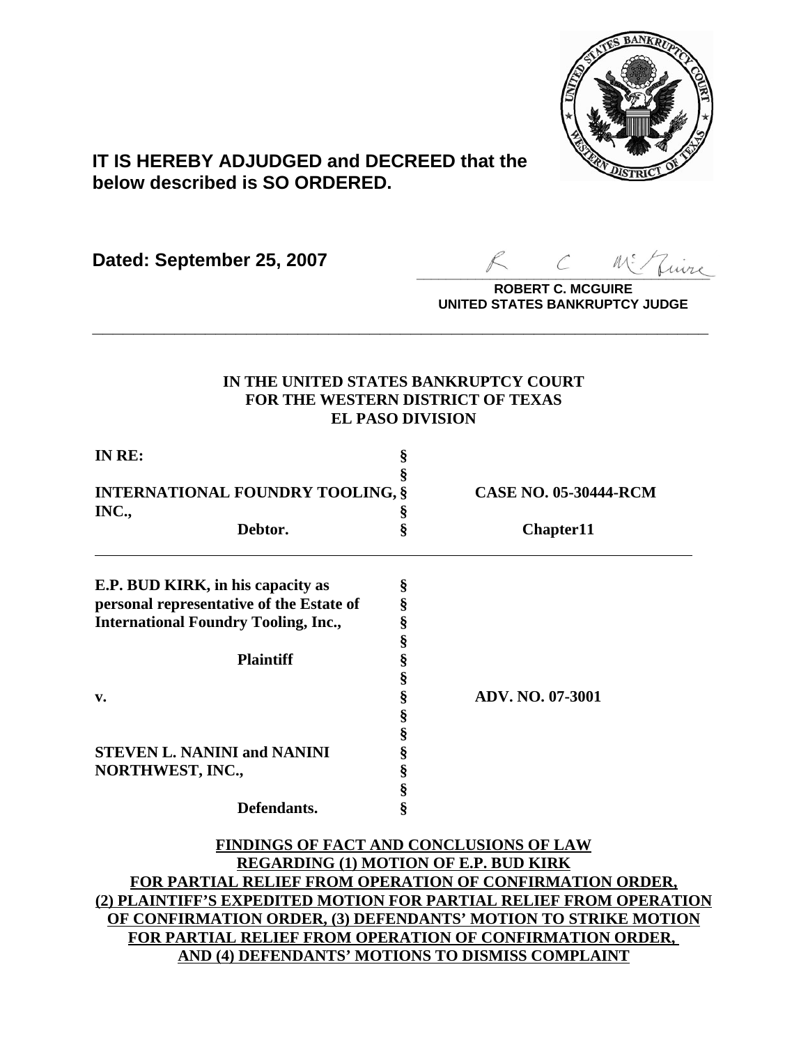**IT IS HEREBY ADJUDGED and DECREED that the below described is SO ORDERED.**

**Dated: September 25, 2007**

**ROBERT C. MCGUIRE**
**UNITED STATES BANKRUPTCY JUDGE**

---

**IN THE UNITED STATES BANKRUPTCY COURT**
**FOR THE WESTERN DISTRICT OF TEXAS**
**EL PASO DIVISION**

| | | |
|---|---|---|
| **IN RE:** | § | |
| | § | |
| **INTERNATIONAL FOUNDRY TOOLING, INC.,** | § | **CASE NO. 05-30444-RCM** |
| | § | |
| **Debtor.** | § | **Chapter11** |

| | | |
|---|---|---|
| **E.P. BUD KIRK, in his capacity as personal representative of the Estate of International Foundry Tooling, Inc.,** | § | |
| | § | |
| **Plaintiff** | § | |
| | § | |
| **v.** | § | **ADV. NO. 07-3001** |
| | § | |
| | § | |
| **STEVEN L. NANINI and NANINI NORTHWEST, INC.,** | § | |
| | § | |
| **Defendants.** | § | |

**FINDINGS OF FACT AND CONCLUSIONS OF LAW REGARDING (1) MOTION OF E.P. BUD KIRK FOR PARTIAL RELIEF FROM OPERATION OF CONFIRMATION ORDER, (2) PLAINTIFF'S EXPEDITED MOTION FOR PARTIAL RELIEF FROM OPERATION OF CONFIRMATION ORDER, (3) DEFENDANTS' MOTION TO STRIKE MOTION FOR PARTIAL RELIEF FROM OPERATION OF CONFIRMATION ORDER, AND (4) DEFENDANTS' MOTIONS TO DISMISS COMPLAINT**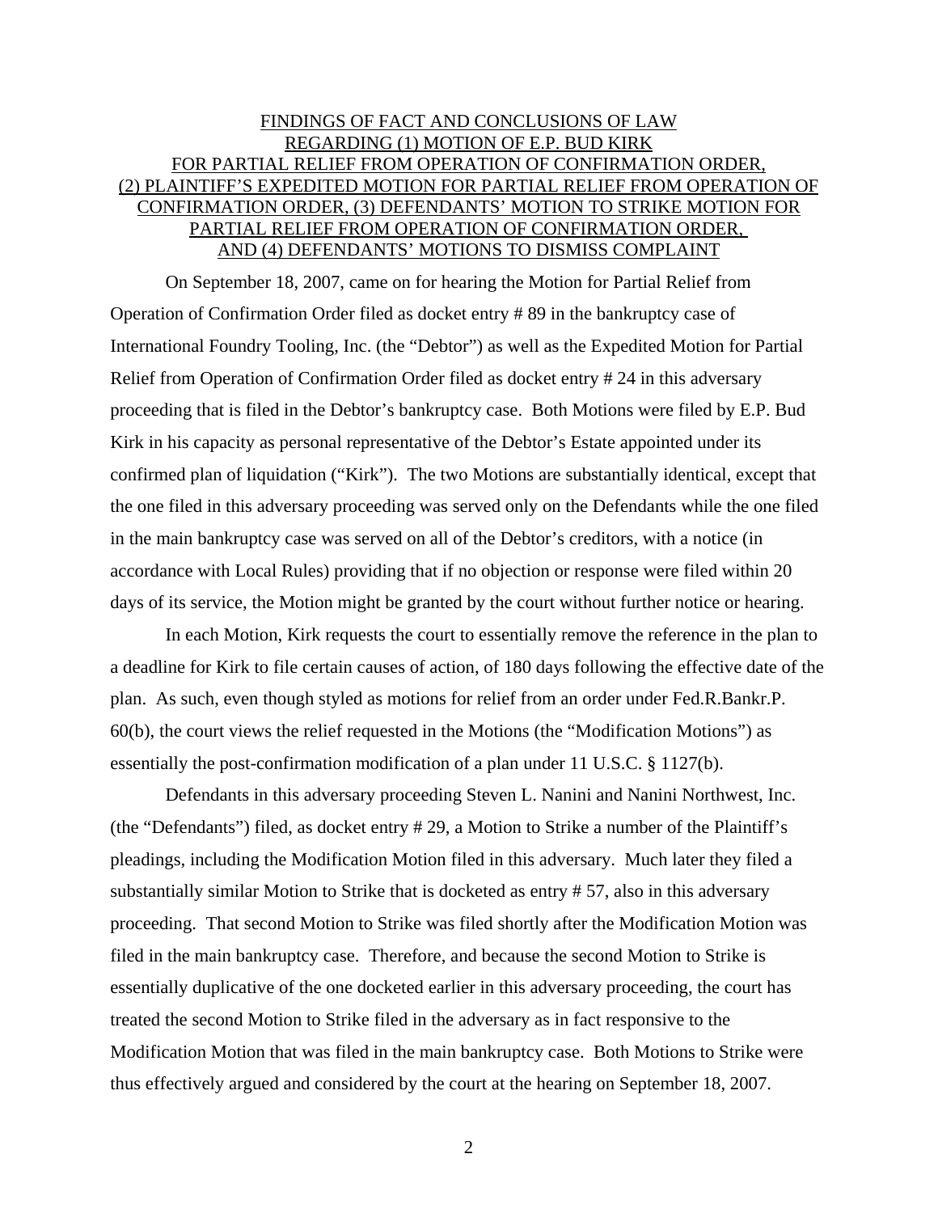FINDINGS OF FACT AND CONCLUSIONS OF LAW
REGARDING (1) MOTION OF E.P. BUD KIRK
FOR PARTIAL RELIEF FROM OPERATION OF CONFIRMATION ORDER,
(2) PLAINTIFF'S EXPEDITED MOTION FOR PARTIAL RELIEF FROM OPERATION OF CONFIRMATION ORDER, (3) DEFENDANTS' MOTION TO STRIKE MOTION FOR PARTIAL RELIEF FROM OPERATION OF CONFIRMATION ORDER,
AND (4) DEFENDANTS' MOTIONS TO DISMISS COMPLAINT

On September 18, 2007, came on for hearing the Motion for Partial Relief from Operation of Confirmation Order filed as docket entry # 89 in the bankruptcy case of International Foundry Tooling, Inc. (the "Debtor") as well as the Expedited Motion for Partial Relief from Operation of Confirmation Order filed as docket entry # 24 in this adversary proceeding that is filed in the Debtor's bankruptcy case. Both Motions were filed by E.P. Bud Kirk in his capacity as personal representative of the Debtor's Estate appointed under its confirmed plan of liquidation ("Kirk"). The two Motions are substantially identical, except that the one filed in this adversary proceeding was served only on the Defendants while the one filed in the main bankruptcy case was served on all of the Debtor's creditors, with a notice (in accordance with Local Rules) providing that if no objection or response were filed within 20 days of its service, the Motion might be granted by the court without further notice or hearing.

In each Motion, Kirk requests the court to essentially remove the reference in the plan to a deadline for Kirk to file certain causes of action, of 180 days following the effective date of the plan. As such, even though styled as motions for relief from an order under Fed.R.Bankr.P. 60(b), the court views the relief requested in the Motions (the "Modification Motions") as essentially the post-confirmation modification of a plan under 11 U.S.C. § 1127(b).

Defendants in this adversary proceeding Steven L. Nanini and Nanini Northwest, Inc. (the "Defendants") filed, as docket entry # 29, a Motion to Strike a number of the Plaintiff's pleadings, including the Modification Motion filed in this adversary. Much later they filed a substantially similar Motion to Strike that is docketed as entry # 57, also in this adversary proceeding. That second Motion to Strike was filed shortly after the Modification Motion was filed in the main bankruptcy case. Therefore, and because the second Motion to Strike is essentially duplicative of the one docketed earlier in this adversary proceeding, the court has treated the second Motion to Strike filed in the adversary as in fact responsive to the Modification Motion that was filed in the main bankruptcy case. Both Motions to Strike were thus effectively argued and considered by the court at the hearing on September 18, 2007.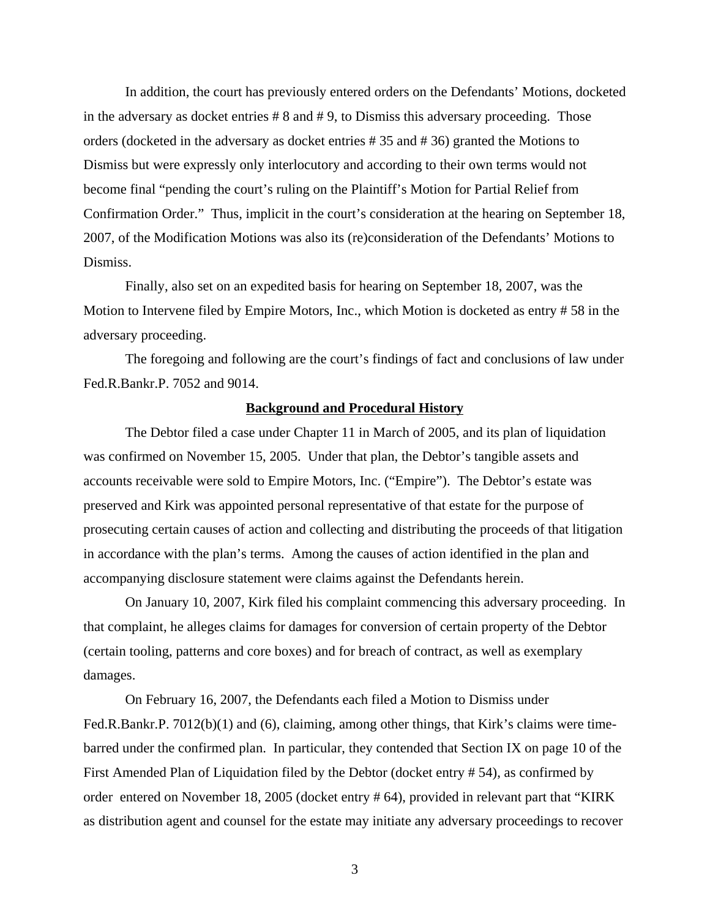In addition, the court has previously entered orders on the Defendants' Motions, docketed in the adversary as docket entries # 8 and # 9, to Dismiss this adversary proceeding. Those orders (docketed in the adversary as docket entries # 35 and # 36) granted the Motions to Dismiss but were expressly only interlocutory and according to their own terms would not become final "pending the court's ruling on the Plaintiff's Motion for Partial Relief from Confirmation Order." Thus, implicit in the court's consideration at the hearing on September 18, 2007, of the Modification Motions was also its (re)consideration of the Defendants' Motions to Dismiss.

Finally, also set on an expedited basis for hearing on September 18, 2007, was the Motion to Intervene filed by Empire Motors, Inc., which Motion is docketed as entry # 58 in the adversary proceeding.

The foregoing and following are the court's findings of fact and conclusions of law under Fed.R.Bankr.P. 7052 and 9014.

## Background and Procedural History

The Debtor filed a case under Chapter 11 in March of 2005, and its plan of liquidation was confirmed on November 15, 2005. Under that plan, the Debtor's tangible assets and accounts receivable were sold to Empire Motors, Inc. ("Empire"). The Debtor's estate was preserved and Kirk was appointed personal representative of that estate for the purpose of prosecuting certain causes of action and collecting and distributing the proceeds of that litigation in accordance with the plan's terms. Among the causes of action identified in the plan and accompanying disclosure statement were claims against the Defendants herein.

On January 10, 2007, Kirk filed his complaint commencing this adversary proceeding. In that complaint, he alleges claims for damages for conversion of certain property of the Debtor (certain tooling, patterns and core boxes) and for breach of contract, as well as exemplary damages.

On February 16, 2007, the Defendants each filed a Motion to Dismiss under Fed.R.Bankr.P. 7012(b)(1) and (6), claiming, among other things, that Kirk's claims were time-barred under the confirmed plan. In particular, they contended that Section IX on page 10 of the First Amended Plan of Liquidation filed by the Debtor (docket entry # 54), as confirmed by order entered on November 18, 2005 (docket entry # 64), provided in relevant part that "KIRK as distribution agent and counsel for the estate may initiate any adversary proceedings to recover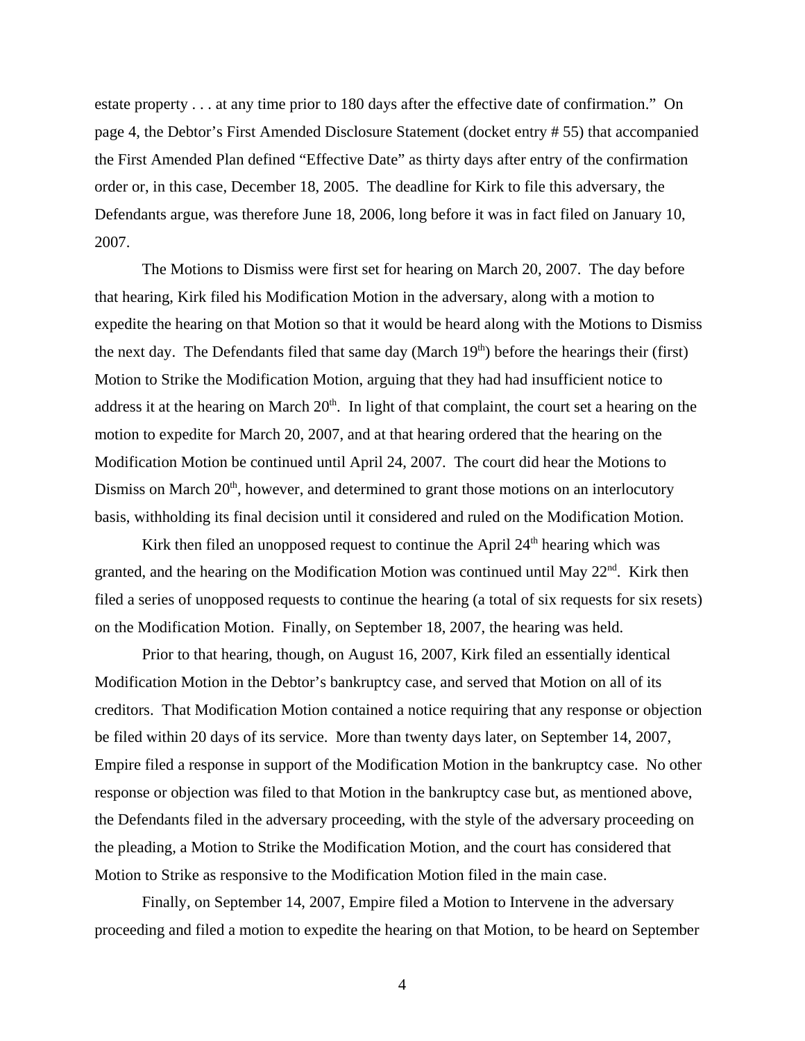estate property . . . at any time prior to 180 days after the effective date of confirmation." On page 4, the Debtor's First Amended Disclosure Statement (docket entry # 55) that accompanied the First Amended Plan defined "Effective Date" as thirty days after entry of the confirmation order or, in this case, December 18, 2005. The deadline for Kirk to file this adversary, the Defendants argue, was therefore June 18, 2006, long before it was in fact filed on January 10, 2007.

The Motions to Dismiss were first set for hearing on March 20, 2007. The day before that hearing, Kirk filed his Modification Motion in the adversary, along with a motion to expedite the hearing on that Motion so that it would be heard along with the Motions to Dismiss the next day. The Defendants filed that same day (March 19th) before the hearings their (first) Motion to Strike the Modification Motion, arguing that they had had insufficient notice to address it at the hearing on March 20th. In light of that complaint, the court set a hearing on the motion to expedite for March 20, 2007, and at that hearing ordered that the hearing on the Modification Motion be continued until April 24, 2007. The court did hear the Motions to Dismiss on March 20th, however, and determined to grant those motions on an interlocutory basis, withholding its final decision until it considered and ruled on the Modification Motion.

Kirk then filed an unopposed request to continue the April 24th hearing which was granted, and the hearing on the Modification Motion was continued until May 22nd. Kirk then filed a series of unopposed requests to continue the hearing (a total of six requests for six resets) on the Modification Motion. Finally, on September 18, 2007, the hearing was held.

Prior to that hearing, though, on August 16, 2007, Kirk filed an essentially identical Modification Motion in the Debtor's bankruptcy case, and served that Motion on all of its creditors. That Modification Motion contained a notice requiring that any response or objection be filed within 20 days of its service. More than twenty days later, on September 14, 2007, Empire filed a response in support of the Modification Motion in the bankruptcy case. No other response or objection was filed to that Motion in the bankruptcy case but, as mentioned above, the Defendants filed in the adversary proceeding, with the style of the adversary proceeding on the pleading, a Motion to Strike the Modification Motion, and the court has considered that Motion to Strike as responsive to the Modification Motion filed in the main case.

Finally, on September 14, 2007, Empire filed a Motion to Intervene in the adversary proceeding and filed a motion to expedite the hearing on that Motion, to be heard on September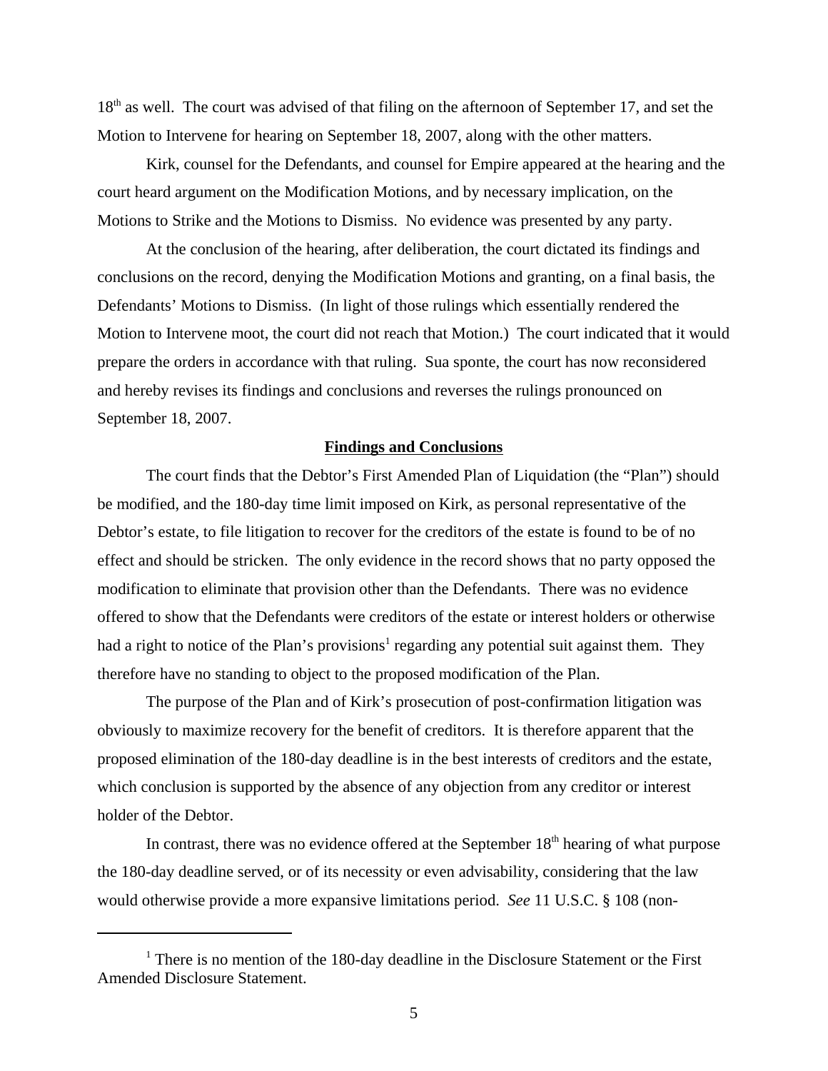18th as well. The court was advised of that filing on the afternoon of September 17, and set the Motion to Intervene for hearing on September 18, 2007, along with the other matters.

Kirk, counsel for the Defendants, and counsel for Empire appeared at the hearing and the court heard argument on the Modification Motions, and by necessary implication, on the Motions to Strike and the Motions to Dismiss. No evidence was presented by any party.

At the conclusion of the hearing, after deliberation, the court dictated its findings and conclusions on the record, denying the Modification Motions and granting, on a final basis, the Defendants' Motions to Dismiss. (In light of those rulings which essentially rendered the Motion to Intervene moot, the court did not reach that Motion.) The court indicated that it would prepare the orders in accordance with that ruling. Sua sponte, the court has now reconsidered and hereby revises its findings and conclusions and reverses the rulings pronounced on September 18, 2007.

**Findings and Conclusions**

The court finds that the Debtor's First Amended Plan of Liquidation (the "Plan") should be modified, and the 180-day time limit imposed on Kirk, as personal representative of the Debtor's estate, to file litigation to recover for the creditors of the estate is found to be of no effect and should be stricken. The only evidence in the record shows that no party opposed the modification to eliminate that provision other than the Defendants. There was no evidence offered to show that the Defendants were creditors of the estate or interest holders or otherwise had a right to notice of the Plan's provisions[1] regarding any potential suit against them. They therefore have no standing to object to the proposed modification of the Plan.

The purpose of the Plan and of Kirk's prosecution of post-confirmation litigation was obviously to maximize recovery for the benefit of creditors. It is therefore apparent that the proposed elimination of the 180-day deadline is in the best interests of creditors and the estate, which conclusion is supported by the absence of any objection from any creditor or interest holder of the Debtor.

In contrast, there was no evidence offered at the September 18th hearing of what purpose the 180-day deadline served, or of its necessity or even advisability, considering that the law would otherwise provide a more expansive limitations period. *See* 11 U.S.C. § 108 (non-

[1] There is no mention of the 180-day deadline in the Disclosure Statement or the First Amended Disclosure Statement.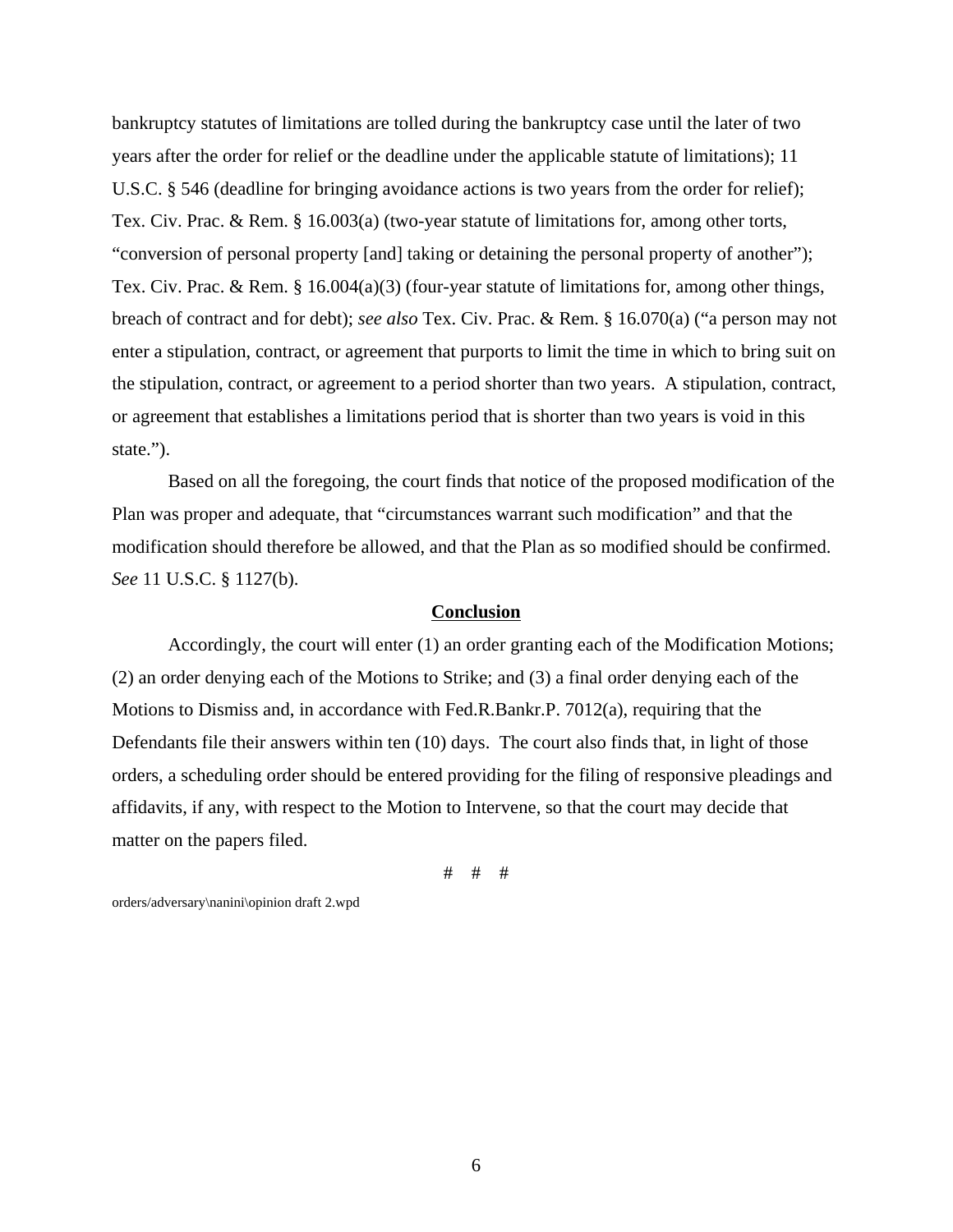bankruptcy statutes of limitations are tolled during the bankruptcy case until the later of two years after the order for relief or the deadline under the applicable statute of limitations); 11 U.S.C. § 546 (deadline for bringing avoidance actions is two years from the order for relief); Tex. Civ. Prac. & Rem. § 16.003(a) (two-year statute of limitations for, among other torts, "conversion of personal property [and] taking or detaining the personal property of another"); Tex. Civ. Prac. & Rem. § 16.004(a)(3) (four-year statute of limitations for, among other things, breach of contract and for debt); *see also* Tex. Civ. Prac. & Rem. § 16.070(a) ("a person may not enter a stipulation, contract, or agreement that purports to limit the time in which to bring suit on the stipulation, contract, or agreement to a period shorter than two years. A stipulation, contract, or agreement that establishes a limitations period that is shorter than two years is void in this state.").

Based on all the foregoing, the court finds that notice of the proposed modification of the Plan was proper and adequate, that "circumstances warrant such modification" and that the modification should therefore be allowed, and that the Plan as so modified should be confirmed. *See* 11 U.S.C. § 1127(b).

**Conclusion**

Accordingly, the court will enter (1) an order granting each of the Modification Motions; (2) an order denying each of the Motions to Strike; and (3) a final order denying each of the Motions to Dismiss and, in accordance with Fed.R.Bankr.P. 7012(a), requiring that the Defendants file their answers within ten (10) days. The court also finds that, in light of those orders, a scheduling order should be entered providing for the filing of responsive pleadings and affidavits, if any, with respect to the Motion to Intervene, so that the court may decide that matter on the papers filed.

# # #

orders/adversary\nanini\opinion draft 2.wpd